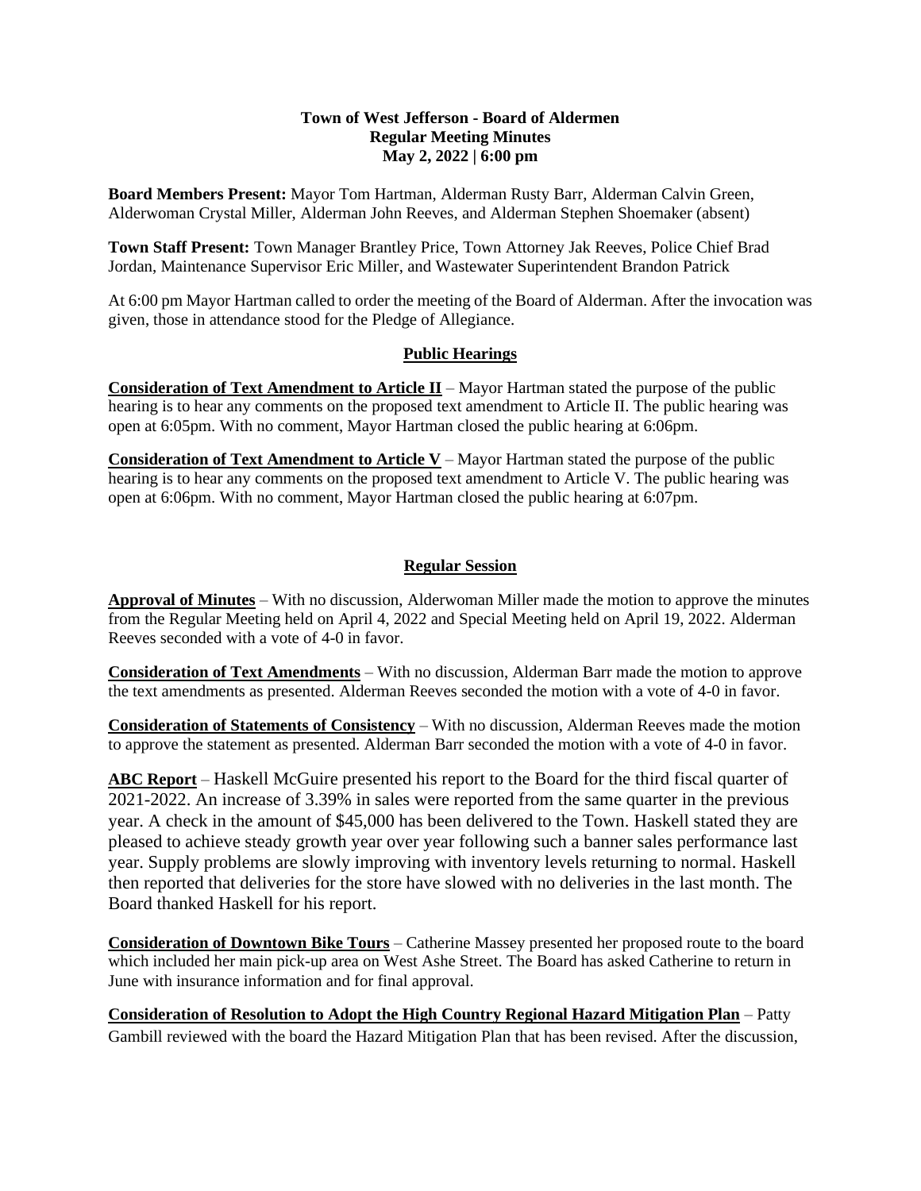# Town of West Jefferson - Board of Aldermen
## Regular Meeting Minutes
### May 2, 2022 | 6:00 pm

**Board Members Present:** Mayor Tom Hartman, Alderman Rusty Barr, Alderman Calvin Green, Alderwoman Crystal Miller, Alderman John Reeves, and Alderman Stephen Shoemaker (absent)

**Town Staff Present:** Town Manager Brantley Price, Town Attorney Jak Reeves, Police Chief Brad Jordan, Maintenance Supervisor Eric Miller, and Wastewater Superintendent Brandon Patrick

At 6:00 pm Mayor Hartman called to order the meeting of the Board of Alderman. After the invocation was given, those in attendance stood for the Pledge of Allegiance.

## Public Hearings

**Consideration of Text Amendment to Article II** – Mayor Hartman stated the purpose of the public hearing is to hear any comments on the proposed text amendment to Article II. The public hearing was open at 6:05pm. With no comment, Mayor Hartman closed the public hearing at 6:06pm.

**Consideration of Text Amendment to Article V** – Mayor Hartman stated the purpose of the public hearing is to hear any comments on the proposed text amendment to Article V. The public hearing was open at 6:06pm. With no comment, Mayor Hartman closed the public hearing at 6:07pm.

## Regular Session

**Approval of Minutes** – With no discussion, Alderwoman Miller made the motion to approve the minutes from the Regular Meeting held on April 4, 2022 and Special Meeting held on April 19, 2022. Alderman Reeves seconded with a vote of 4-0 in favor.

**Consideration of Text Amendments** – With no discussion, Alderman Barr made the motion to approve the text amendments as presented. Alderman Reeves seconded the motion with a vote of 4-0 in favor.

**Consideration of Statements of Consistency** – With no discussion, Alderman Reeves made the motion to approve the statement as presented. Alderman Barr seconded the motion with a vote of 4-0 in favor.

**ABC Report** – Haskell McGuire presented his report to the Board for the third fiscal quarter of 2021-2022. An increase of 3.39% in sales were reported from the same quarter in the previous year. A check in the amount of $45,000 has been delivered to the Town. Haskell stated they are pleased to achieve steady growth year over year following such a banner sales performance last year. Supply problems are slowly improving with inventory levels returning to normal. Haskell then reported that deliveries for the store have slowed with no deliveries in the last month. The Board thanked Haskell for his report.

**Consideration of Downtown Bike Tours** – Catherine Massey presented her proposed route to the board which included her main pick-up area on West Ashe Street. The Board has asked Catherine to return in June with insurance information and for final approval.

**Consideration of Resolution to Adopt the High Country Regional Hazard Mitigation Plan** – Patty Gambill reviewed with the board the Hazard Mitigation Plan that has been revised. After the discussion,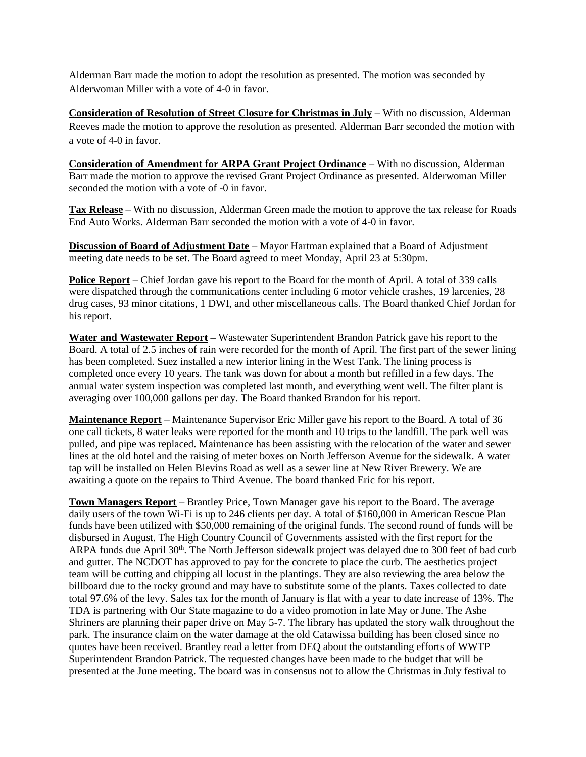Alderman Barr made the motion to adopt the resolution as presented. The motion was seconded by Alderwoman Miller with a vote of 4-0 in favor.

**Consideration of Resolution of Street Closure for Christmas in July** – With no discussion, Alderman Reeves made the motion to approve the resolution as presented. Alderman Barr seconded the motion with a vote of 4-0 in favor.

**Consideration of Amendment for ARPA Grant Project Ordinance** – With no discussion, Alderman Barr made the motion to approve the revised Grant Project Ordinance as presented. Alderwoman Miller seconded the motion with a vote of -0 in favor.

**Tax Release** – With no discussion, Alderman Green made the motion to approve the tax release for Roads End Auto Works. Alderman Barr seconded the motion with a vote of 4-0 in favor.

**Discussion of Board of Adjustment Date** – Mayor Hartman explained that a Board of Adjustment meeting date needs to be set. The Board agreed to meet Monday, April 23 at 5:30pm.

**Police Report –** Chief Jordan gave his report to the Board for the month of April. A total of 339 calls were dispatched through the communications center including 6 motor vehicle crashes, 19 larcenies, 28 drug cases, 93 minor citations, 1 DWI, and other miscellaneous calls. The Board thanked Chief Jordan for his report.

**Water and Wastewater Report –** Wastewater Superintendent Brandon Patrick gave his report to the Board. A total of 2.5 inches of rain were recorded for the month of April. The first part of the sewer lining has been completed. Suez installed a new interior lining in the West Tank. The lining process is completed once every 10 years. The tank was down for about a month but refilled in a few days. The annual water system inspection was completed last month, and everything went well. The filter plant is averaging over 100,000 gallons per day. The Board thanked Brandon for his report.

**Maintenance Report** – Maintenance Supervisor Eric Miller gave his report to the Board. A total of 36 one call tickets, 8 water leaks were reported for the month and 10 trips to the landfill. The park well was pulled, and pipe was replaced. Maintenance has been assisting with the relocation of the water and sewer lines at the old hotel and the raising of meter boxes on North Jefferson Avenue for the sidewalk. A water tap will be installed on Helen Blevins Road as well as a sewer line at New River Brewery. We are awaiting a quote on the repairs to Third Avenue. The board thanked Eric for his report.

**Town Managers Report** – Brantley Price, Town Manager gave his report to the Board. The average daily users of the town Wi-Fi is up to 246 clients per day. A total of $160,000 in American Rescue Plan funds have been utilized with $50,000 remaining of the original funds. The second round of funds will be disbursed in August. The High Country Council of Governments assisted with the first report for the ARPA funds due April 30th. The North Jefferson sidewalk project was delayed due to 300 feet of bad curb and gutter. The NCDOT has approved to pay for the concrete to place the curb. The aesthetics project team will be cutting and chipping all locust in the plantings. They are also reviewing the area below the billboard due to the rocky ground and may have to substitute some of the plants. Taxes collected to date total 97.6% of the levy. Sales tax for the month of January is flat with a year to date increase of 13%. The TDA is partnering with Our State magazine to do a video promotion in late May or June. The Ashe Shriners are planning their paper drive on May 5-7. The library has updated the story walk throughout the park. The insurance claim on the water damage at the old Catawissa building has been closed since no quotes have been received. Brantley read a letter from DEQ about the outstanding efforts of WWTP Superintendent Brandon Patrick. The requested changes have been made to the budget that will be presented at the June meeting. The board was in consensus not to allow the Christmas in July festival to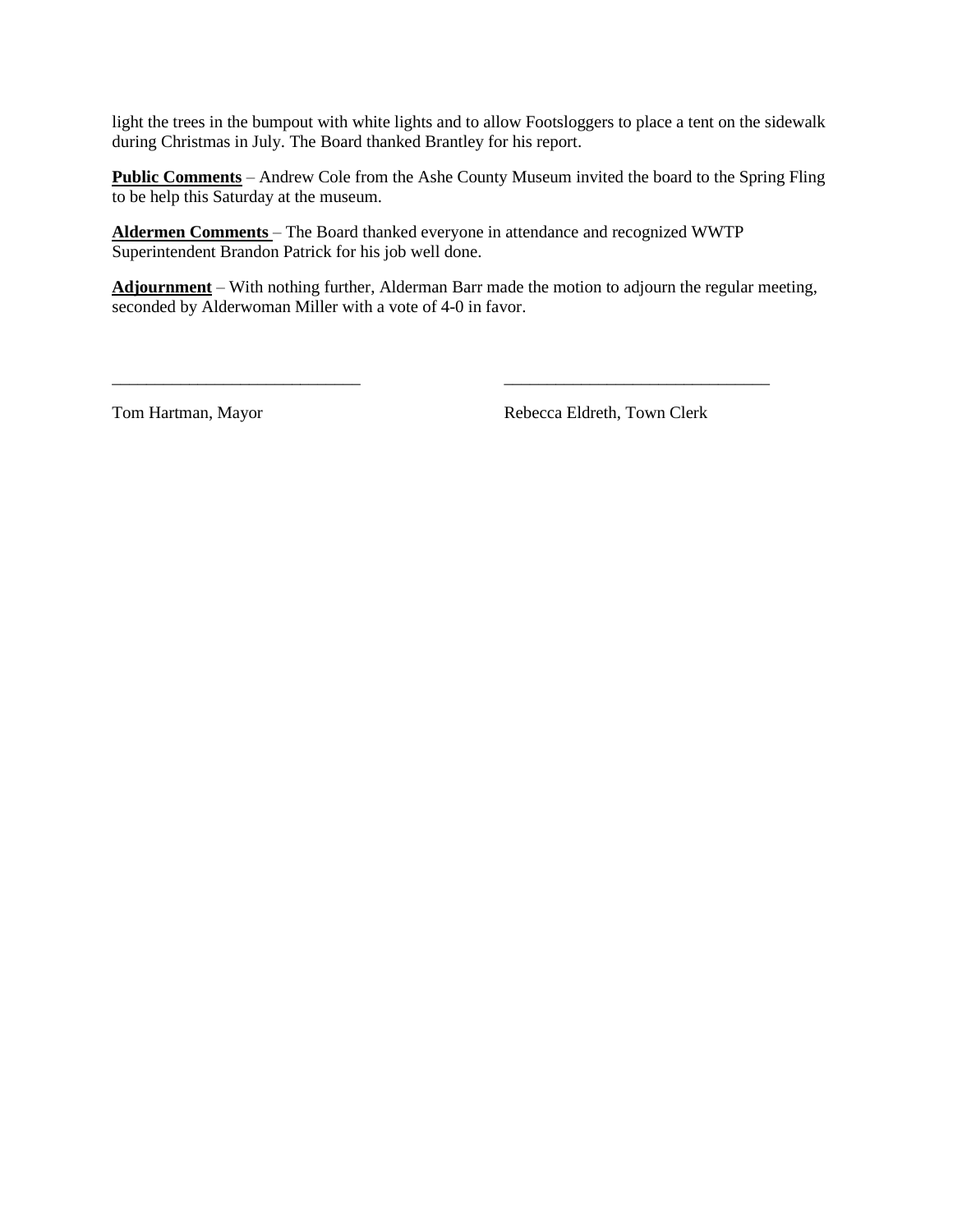light the trees in the bumpout with white lights and to allow Footsloggers to place a tent on the sidewalk during Christmas in July. The Board thanked Brantley for his report.

**Public Comments** – Andrew Cole from the Ashe County Museum invited the board to the Spring Fling to be help this Saturday at the museum.

**Aldermen Comments** – The Board thanked everyone in attendance and recognized WWTP Superintendent Brandon Patrick for his job well done.

**Adjournment** – With nothing further, Alderman Barr made the motion to adjourn the regular meeting, seconded by Alderwoman Miller with a vote of 4-0 in favor.

\_\_\_\_\_\_\_\_\_\_\_\_\_\_\_\_\_\_\_\_\_\_\_\_\_\_\_\_\_\_ \_\_\_\_\_\_\_\_\_\_\_\_\_\_\_\_\_\_\_\_\_\_\_\_\_\_\_\_\_\_\_\_

Tom Hartman, Mayor Rebecca Eldreth, Town Clerk